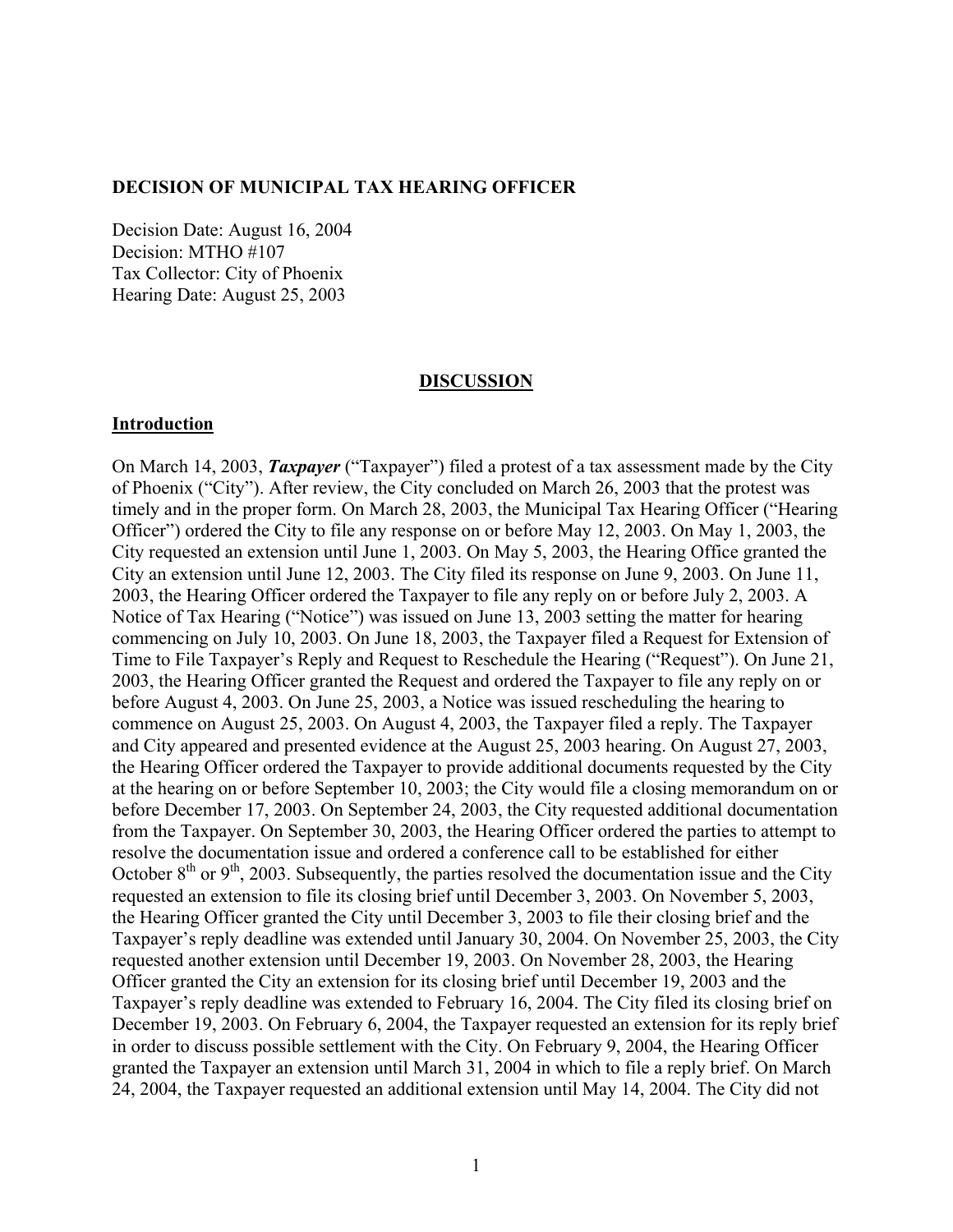**DECISION OF MUNICIPAL TAX HEARING OFFICER**

Decision Date: August 16, 2004
Decision: MTHO #107
Tax Collector: City of Phoenix
Hearing Date: August 25, 2003

## DISCUSSION

### Introduction

On March 14, 2003, ***Taxpayer*** ("Taxpayer") filed a protest of a tax assessment made by the City of Phoenix ("City"). After review, the City concluded on March 26, 2003 that the protest was timely and in the proper form. On March 28, 2003, the Municipal Tax Hearing Officer ("Hearing Officer") ordered the City to file any response on or before May 12, 2003. On May 1, 2003, the City requested an extension until June 1, 2003. On May 5, 2003, the Hearing Office granted the City an extension until June 12, 2003. The City filed its response on June 9, 2003. On June 11, 2003, the Hearing Officer ordered the Taxpayer to file any reply on or before July 2, 2003. A Notice of Tax Hearing ("Notice") was issued on June 13, 2003 setting the matter for hearing commencing on July 10, 2003. On June 18, 2003, the Taxpayer filed a Request for Extension of Time to File Taxpayer's Reply and Request to Reschedule the Hearing ("Request"). On June 21, 2003, the Hearing Officer granted the Request and ordered the Taxpayer to file any reply on or before August 4, 2003. On June 25, 2003, a Notice was issued rescheduling the hearing to commence on August 25, 2003. On August 4, 2003, the Taxpayer filed a reply. The Taxpayer and City appeared and presented evidence at the August 25, 2003 hearing. On August 27, 2003, the Hearing Officer ordered the Taxpayer to provide additional documents requested by the City at the hearing on or before September 10, 2003; the City would file a closing memorandum on or before December 17, 2003. On September 24, 2003, the City requested additional documentation from the Taxpayer. On September 30, 2003, the Hearing Officer ordered the parties to attempt to resolve the documentation issue and ordered a conference call to be established for either October 8th or 9th, 2003. Subsequently, the parties resolved the documentation issue and the City requested an extension to file its closing brief until December 3, 2003. On November 5, 2003, the Hearing Officer granted the City until December 3, 2003 to file their closing brief and the Taxpayer's reply deadline was extended until January 30, 2004. On November 25, 2003, the City requested another extension until December 19, 2003. On November 28, 2003, the Hearing Officer granted the City an extension for its closing brief until December 19, 2003 and the Taxpayer's reply deadline was extended to February 16, 2004. The City filed its closing brief on December 19, 2003. On February 6, 2004, the Taxpayer requested an extension for its reply brief in order to discuss possible settlement with the City. On February 9, 2004, the Hearing Officer granted the Taxpayer an extension until March 31, 2004 in which to file a reply brief. On March 24, 2004, the Taxpayer requested an additional extension until May 14, 2004. The City did not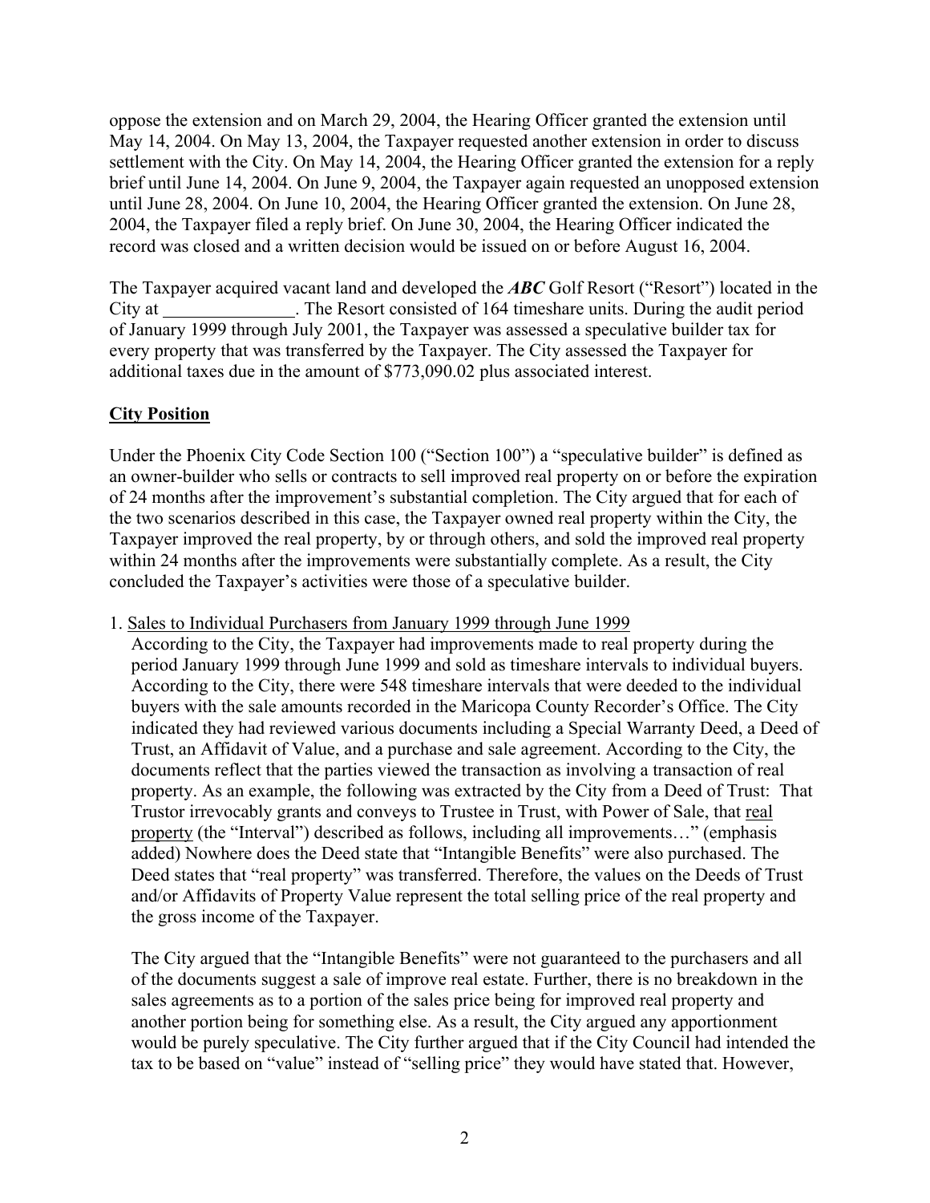oppose the extension and on March 29, 2004, the Hearing Officer granted the extension until May 14, 2004. On May 13, 2004, the Taxpayer requested another extension in order to discuss settlement with the City. On May 14, 2004, the Hearing Officer granted the extension for a reply brief until June 14, 2004. On June 9, 2004, the Taxpayer again requested an unopposed extension until June 28, 2004. On June 10, 2004, the Hearing Officer granted the extension. On June 28, 2004, the Taxpayer filed a reply brief. On June 30, 2004, the Hearing Officer indicated the record was closed and a written decision would be issued on or before August 16, 2004.

The Taxpayer acquired vacant land and developed the ***ABC*** Golf Resort ("Resort") located in the City at _______________. The Resort consisted of 164 timeshare units. During the audit period of January 1999 through July 2001, the Taxpayer was assessed a speculative builder tax for every property that was transferred by the Taxpayer. The City assessed the Taxpayer for additional taxes due in the amount of $773,090.02 plus associated interest.

## City Position

Under the Phoenix City Code Section 100 ("Section 100") a "speculative builder" is defined as an owner-builder who sells or contracts to sell improved real property on or before the expiration of 24 months after the improvement's substantial completion. The City argued that for each of the two scenarios described in this case, the Taxpayer owned real property within the City, the Taxpayer improved the real property, by or through others, and sold the improved real property within 24 months after the improvements were substantially complete. As a result, the City concluded the Taxpayer's activities were those of a speculative builder.

1. Sales to Individual Purchasers from January 1999 through June 1999

   According to the City, the Taxpayer had improvements made to real property during the period January 1999 through June 1999 and sold as timeshare intervals to individual buyers. According to the City, there were 548 timeshare intervals that were deeded to the individual buyers with the sale amounts recorded in the Maricopa County Recorder's Office. The City indicated they had reviewed various documents including a Special Warranty Deed, a Deed of Trust, an Affidavit of Value, and a purchase and sale agreement. According to the City, the documents reflect that the parties viewed the transaction as involving a transaction of real property. As an example, the following was extracted by the City from a Deed of Trust: That Trustor irrevocably grants and conveys to Trustee in Trust, with Power of Sale, that real property (the "Interval") described as follows, including all improvements…" (emphasis added) Nowhere does the Deed state that "Intangible Benefits" were also purchased. The Deed states that "real property" was transferred. Therefore, the values on the Deeds of Trust and/or Affidavits of Property Value represent the total selling price of the real property and the gross income of the Taxpayer.

   The City argued that the "Intangible Benefits" were not guaranteed to the purchasers and all of the documents suggest a sale of improve real estate. Further, there is no breakdown in the sales agreements as to a portion of the sales price being for improved real property and another portion being for something else. As a result, the City argued any apportionment would be purely speculative. The City further argued that if the City Council had intended the tax to be based on "value" instead of "selling price" they would have stated that. However,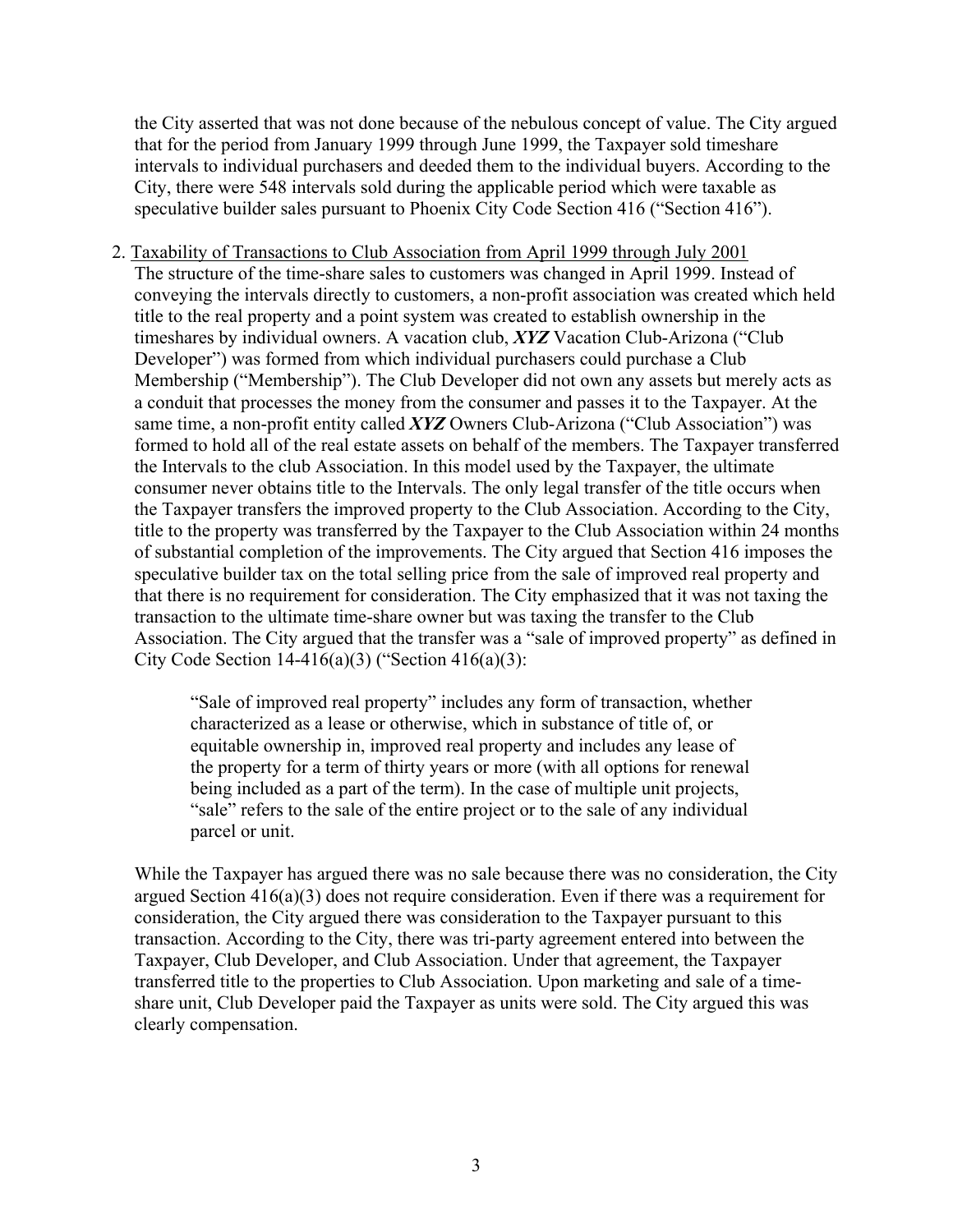the City asserted that was not done because of the nebulous concept of value. The City argued that for the period from January 1999 through June 1999, the Taxpayer sold timeshare intervals to individual purchasers and deeded them to the individual buyers. According to the City, there were 548 intervals sold during the applicable period which were taxable as speculative builder sales pursuant to Phoenix City Code Section 416 ("Section 416").

2. <u>Taxability of Transactions to Club Association from April 1999 through July 2001</u>

   The structure of the time-share sales to customers was changed in April 1999. Instead of conveying the intervals directly to customers, a non-profit association was created which held title to the real property and a point system was created to establish ownership in the timeshares by individual owners. A vacation club, ***XYZ*** Vacation Club-Arizona ("Club Developer") was formed from which individual purchasers could purchase a Club Membership ("Membership"). The Club Developer did not own any assets but merely acts as a conduit that processes the money from the consumer and passes it to the Taxpayer. At the same time, a non-profit entity called ***XYZ*** Owners Club-Arizona ("Club Association") was formed to hold all of the real estate assets on behalf of the members. The Taxpayer transferred the Intervals to the club Association. In this model used by the Taxpayer, the ultimate consumer never obtains title to the Intervals. The only legal transfer of the title occurs when the Taxpayer transfers the improved property to the Club Association. According to the City, title to the property was transferred by the Taxpayer to the Club Association within 24 months of substantial completion of the improvements. The City argued that Section 416 imposes the speculative builder tax on the total selling price from the sale of improved real property and that there is no requirement for consideration. The City emphasized that it was not taxing the transaction to the ultimate time-share owner but was taxing the transfer to the Club Association. The City argued that the transfer was a "sale of improved property" as defined in City Code Section 14-416(a)(3) ("Section 416(a)(3):

   > "Sale of improved real property" includes any form of transaction, whether characterized as a lease or otherwise, which in substance of title of, or equitable ownership in, improved real property and includes any lease of the property for a term of thirty years or more (with all options for renewal being included as a part of the term). In the case of multiple unit projects, "sale" refers to the sale of the entire project or to the sale of any individual parcel or unit.

   While the Taxpayer has argued there was no sale because there was no consideration, the City argued Section 416(a)(3) does not require consideration. Even if there was a requirement for consideration, the City argued there was consideration to the Taxpayer pursuant to this transaction. According to the City, there was tri-party agreement entered into between the Taxpayer, Club Developer, and Club Association. Under that agreement, the Taxpayer transferred title to the properties to Club Association. Upon marketing and sale of a time-share unit, Club Developer paid the Taxpayer as units were sold. The City argued this was clearly compensation.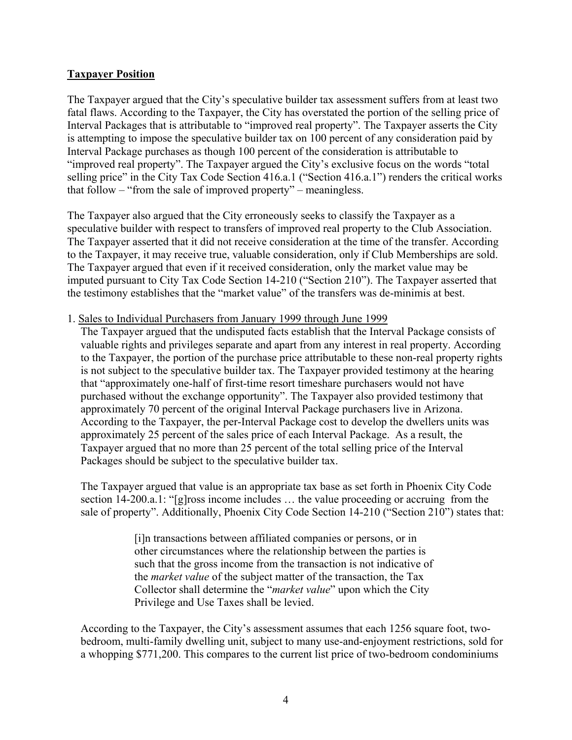## **Taxpayer Position**

The Taxpayer argued that the City's speculative builder tax assessment suffers from at least two fatal flaws. According to the Taxpayer, the City has overstated the portion of the selling price of Interval Packages that is attributable to "improved real property". The Taxpayer asserts the City is attempting to impose the speculative builder tax on 100 percent of any consideration paid by Interval Package purchases as though 100 percent of the consideration is attributable to "improved real property". The Taxpayer argued the City's exclusive focus on the words "total selling price" in the City Tax Code Section 416.a.1 ("Section 416.a.1") renders the critical works that follow – "from the sale of improved property" – meaningless.

The Taxpayer also argued that the City erroneously seeks to classify the Taxpayer as a speculative builder with respect to transfers of improved real property to the Club Association. The Taxpayer asserted that it did not receive consideration at the time of the transfer. According to the Taxpayer, it may receive true, valuable consideration, only if Club Memberships are sold. The Taxpayer argued that even if it received consideration, only the market value may be imputed pursuant to City Tax Code Section 14-210 ("Section 210"). The Taxpayer asserted that the testimony establishes that the "market value" of the transfers was de-minimis at best.

1. Sales to Individual Purchasers from January 1999 through June 1999

   The Taxpayer argued that the undisputed facts establish that the Interval Package consists of valuable rights and privileges separate and apart from any interest in real property. According to the Taxpayer, the portion of the purchase price attributable to these non-real property rights is not subject to the speculative builder tax. The Taxpayer provided testimony at the hearing that "approximately one-half of first-time resort timeshare purchasers would not have purchased without the exchange opportunity". The Taxpayer also provided testimony that approximately 70 percent of the original Interval Package purchasers live in Arizona. According to the Taxpayer, the per-Interval Package cost to develop the dwellers units was approximately 25 percent of the sales price of each Interval Package. As a result, the Taxpayer argued that no more than 25 percent of the total selling price of the Interval Packages should be subject to the speculative builder tax.

   The Taxpayer argued that value is an appropriate tax base as set forth in Phoenix City Code section 14-200.a.1: "[g]ross income includes … the value proceeding or accruing from the sale of property". Additionally, Phoenix City Code Section 14-210 ("Section 210") states that:

   > [i]n transactions between affiliated companies or persons, or in other circumstances where the relationship between the parties is such that the gross income from the transaction is not indicative of the *market value* of the subject matter of the transaction, the Tax Collector shall determine the "*market value*" upon which the City Privilege and Use Taxes shall be levied.

   According to the Taxpayer, the City's assessment assumes that each 1256 square foot, two-bedroom, multi-family dwelling unit, subject to many use-and-enjoyment restrictions, sold for a whopping $771,200. This compares to the current list price of two-bedroom condominiums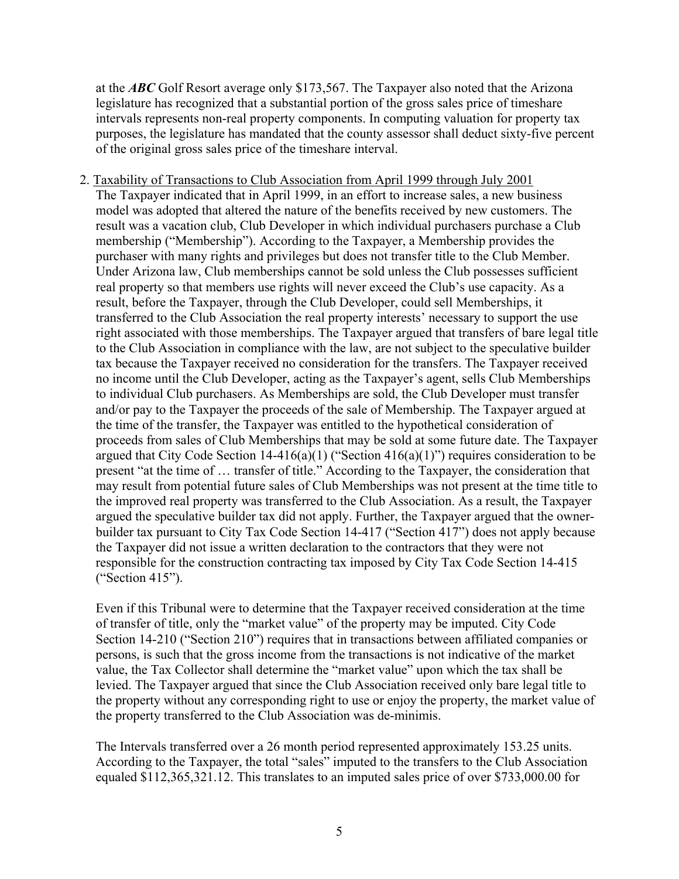at the ***ABC*** Golf Resort average only $173,567. The Taxpayer also noted that the Arizona legislature has recognized that a substantial portion of the gross sales price of timeshare intervals represents non-real property components. In computing valuation for property tax purposes, the legislature has mandated that the county assessor shall deduct sixty-five percent of the original gross sales price of the timeshare interval.

2. <u>Taxability of Transactions to Club Association from April 1999 through July 2001</u>

The Taxpayer indicated that in April 1999, in an effort to increase sales, a new business model was adopted that altered the nature of the benefits received by new customers. The result was a vacation club, Club Developer in which individual purchasers purchase a Club membership ("Membership"). According to the Taxpayer, a Membership provides the purchaser with many rights and privileges but does not transfer title to the Club Member. Under Arizona law, Club memberships cannot be sold unless the Club possesses sufficient real property so that members use rights will never exceed the Club's use capacity. As a result, before the Taxpayer, through the Club Developer, could sell Memberships, it transferred to the Club Association the real property interests' necessary to support the use right associated with those memberships. The Taxpayer argued that transfers of bare legal title to the Club Association in compliance with the law, are not subject to the speculative builder tax because the Taxpayer received no consideration for the transfers. The Taxpayer received no income until the Club Developer, acting as the Taxpayer's agent, sells Club Memberships to individual Club purchasers. As Memberships are sold, the Club Developer must transfer and/or pay to the Taxpayer the proceeds of the sale of Membership. The Taxpayer argued at the time of the transfer, the Taxpayer was entitled to the hypothetical consideration of proceeds from sales of Club Memberships that may be sold at some future date. The Taxpayer argued that City Code Section 14-416(a)(1) ("Section 416(a)(1)") requires consideration to be present "at the time of … transfer of title." According to the Taxpayer, the consideration that may result from potential future sales of Club Memberships was not present at the time title to the improved real property was transferred to the Club Association. As a result, the Taxpayer argued the speculative builder tax did not apply. Further, the Taxpayer argued that the owner-builder tax pursuant to City Tax Code Section 14-417 ("Section 417") does not apply because the Taxpayer did not issue a written declaration to the contractors that they were not responsible for the construction contracting tax imposed by City Tax Code Section 14-415 ("Section 415").

Even if this Tribunal were to determine that the Taxpayer received consideration at the time of transfer of title, only the "market value" of the property may be imputed. City Code Section 14-210 ("Section 210") requires that in transactions between affiliated companies or persons, is such that the gross income from the transactions is not indicative of the market value, the Tax Collector shall determine the "market value" upon which the tax shall be levied. The Taxpayer argued that since the Club Association received only bare legal title to the property without any corresponding right to use or enjoy the property, the market value of the property transferred to the Club Association was de-minimis.

The Intervals transferred over a 26 month period represented approximately 153.25 units. According to the Taxpayer, the total "sales" imputed to the transfers to the Club Association equaled $112,365,321.12. This translates to an imputed sales price of over $733,000.00 for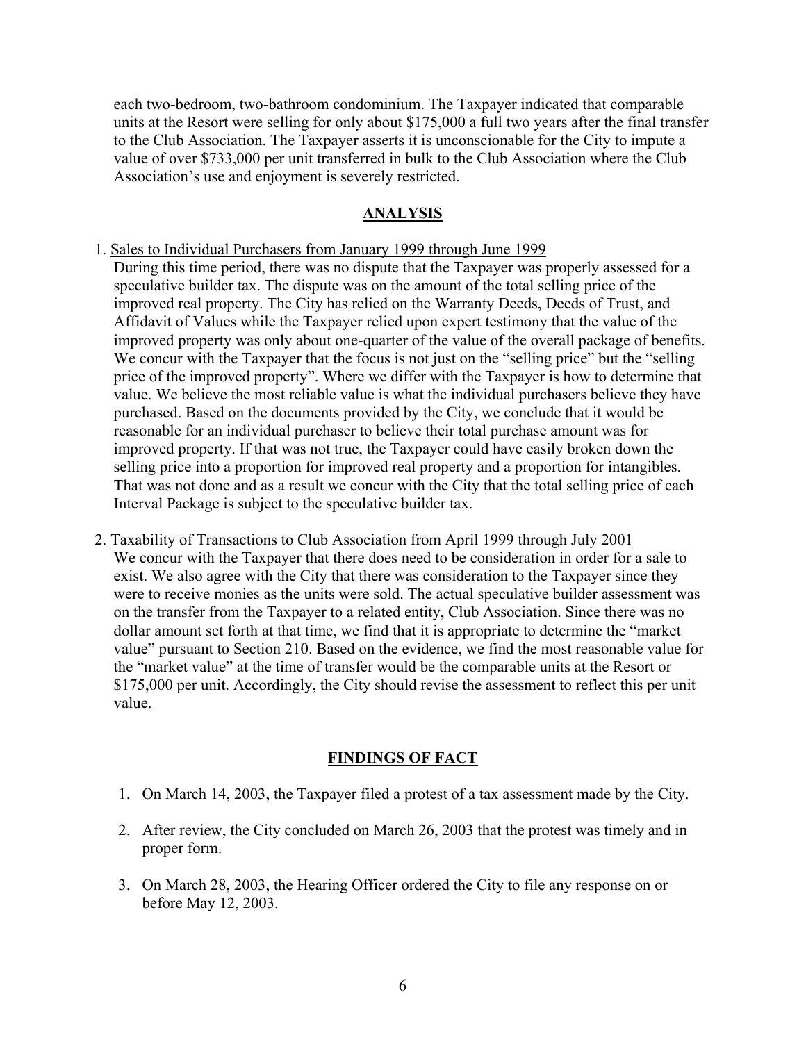each two-bedroom, two-bathroom condominium. The Taxpayer indicated that comparable units at the Resort were selling for only about $175,000 a full two years after the final transfer to the Club Association. The Taxpayer asserts it is unconscionable for the City to impute a value of over $733,000 per unit transferred in bulk to the Club Association where the Club Association's use and enjoyment is severely restricted.

## ANALYSIS

1. Sales to Individual Purchasers from January 1999 through June 1999
   During this time period, there was no dispute that the Taxpayer was properly assessed for a speculative builder tax. The dispute was on the amount of the total selling price of the improved real property. The City has relied on the Warranty Deeds, Deeds of Trust, and Affidavit of Values while the Taxpayer relied upon expert testimony that the value of the improved property was only about one-quarter of the value of the overall package of benefits. We concur with the Taxpayer that the focus is not just on the "selling price" but the "selling price of the improved property". Where we differ with the Taxpayer is how to determine that value. We believe the most reliable value is what the individual purchasers believe they have purchased. Based on the documents provided by the City, we conclude that it would be reasonable for an individual purchaser to believe their total purchase amount was for improved property. If that was not true, the Taxpayer could have easily broken down the selling price into a proportion for improved real property and a proportion for intangibles. That was not done and as a result we concur with the City that the total selling price of each Interval Package is subject to the speculative builder tax.

2. Taxability of Transactions to Club Association from April 1999 through July 2001
   We concur with the Taxpayer that there does need to be consideration in order for a sale to exist. We also agree with the City that there was consideration to the Taxpayer since they were to receive monies as the units were sold. The actual speculative builder assessment was on the transfer from the Taxpayer to a related entity, Club Association. Since there was no dollar amount set forth at that time, we find that it is appropriate to determine the "market value" pursuant to Section 210. Based on the evidence, we find the most reasonable value for the "market value" at the time of transfer would be the comparable units at the Resort or $175,000 per unit. Accordingly, the City should revise the assessment to reflect this per unit value.

## FINDINGS OF FACT

1. On March 14, 2003, the Taxpayer filed a protest of a tax assessment made by the City.

2. After review, the City concluded on March 26, 2003 that the protest was timely and in proper form.

3. On March 28, 2003, the Hearing Officer ordered the City to file any response on or before May 12, 2003.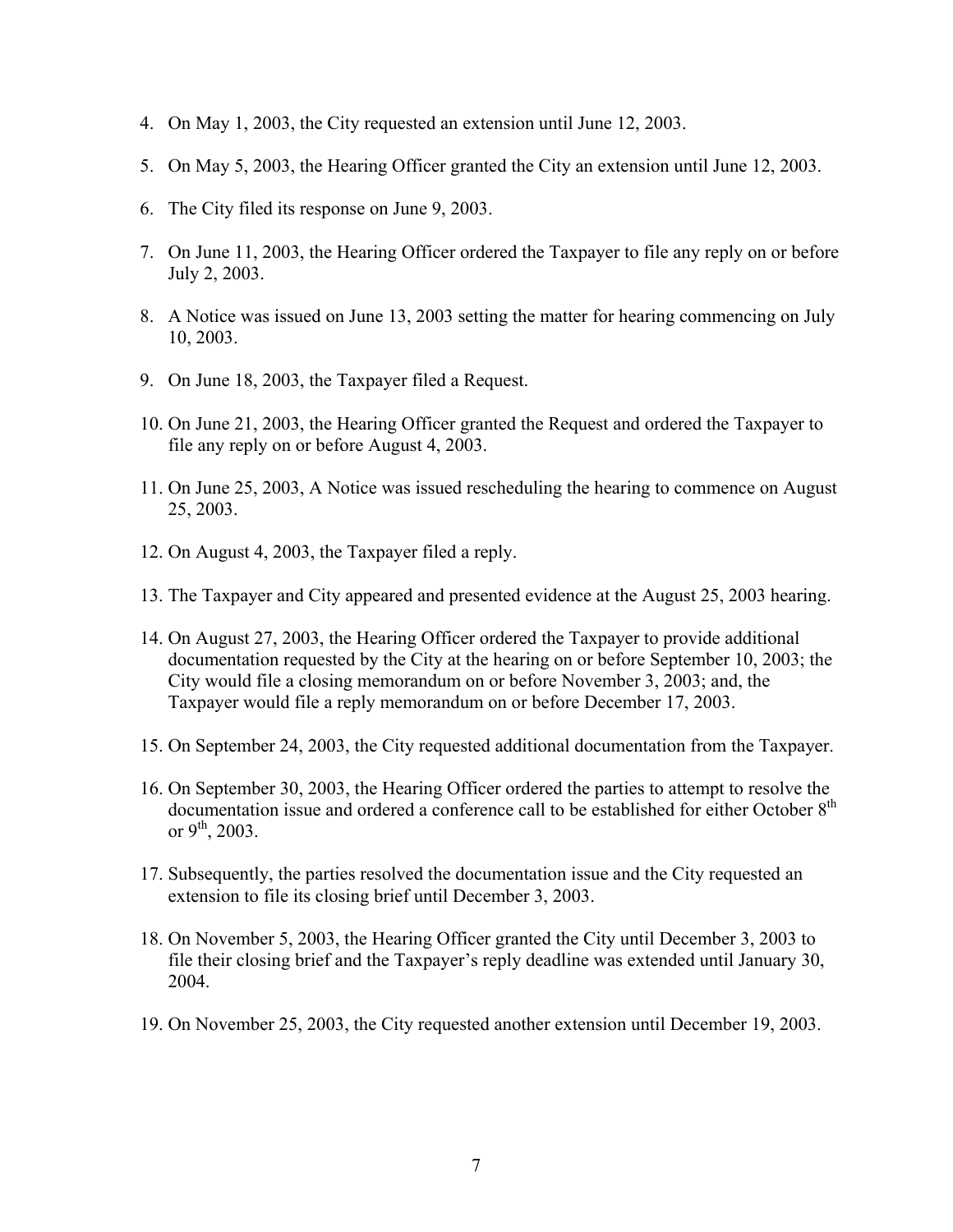4. On May 1, 2003, the City requested an extension until June 12, 2003.

5. On May 5, 2003, the Hearing Officer granted the City an extension until June 12, 2003.

6. The City filed its response on June 9, 2003.

7. On June 11, 2003, the Hearing Officer ordered the Taxpayer to file any reply on or before July 2, 2003.

8. A Notice was issued on June 13, 2003 setting the matter for hearing commencing on July 10, 2003.

9. On June 18, 2003, the Taxpayer filed a Request.

10. On June 21, 2003, the Hearing Officer granted the Request and ordered the Taxpayer to file any reply on or before August 4, 2003.

11. On June 25, 2003, A Notice was issued rescheduling the hearing to commence on August 25, 2003.

12. On August 4, 2003, the Taxpayer filed a reply.

13. The Taxpayer and City appeared and presented evidence at the August 25, 2003 hearing.

14. On August 27, 2003, the Hearing Officer ordered the Taxpayer to provide additional documentation requested by the City at the hearing on or before September 10, 2003; the City would file a closing memorandum on or before November 3, 2003; and, the Taxpayer would file a reply memorandum on or before December 17, 2003.

15. On September 24, 2003, the City requested additional documentation from the Taxpayer.

16. On September 30, 2003, the Hearing Officer ordered the parties to attempt to resolve the documentation issue and ordered a conference call to be established for either October 8th or 9th, 2003.

17. Subsequently, the parties resolved the documentation issue and the City requested an extension to file its closing brief until December 3, 2003.

18. On November 5, 2003, the Hearing Officer granted the City until December 3, 2003 to file their closing brief and the Taxpayer's reply deadline was extended until January 30, 2004.

19. On November 25, 2003, the City requested another extension until December 19, 2003.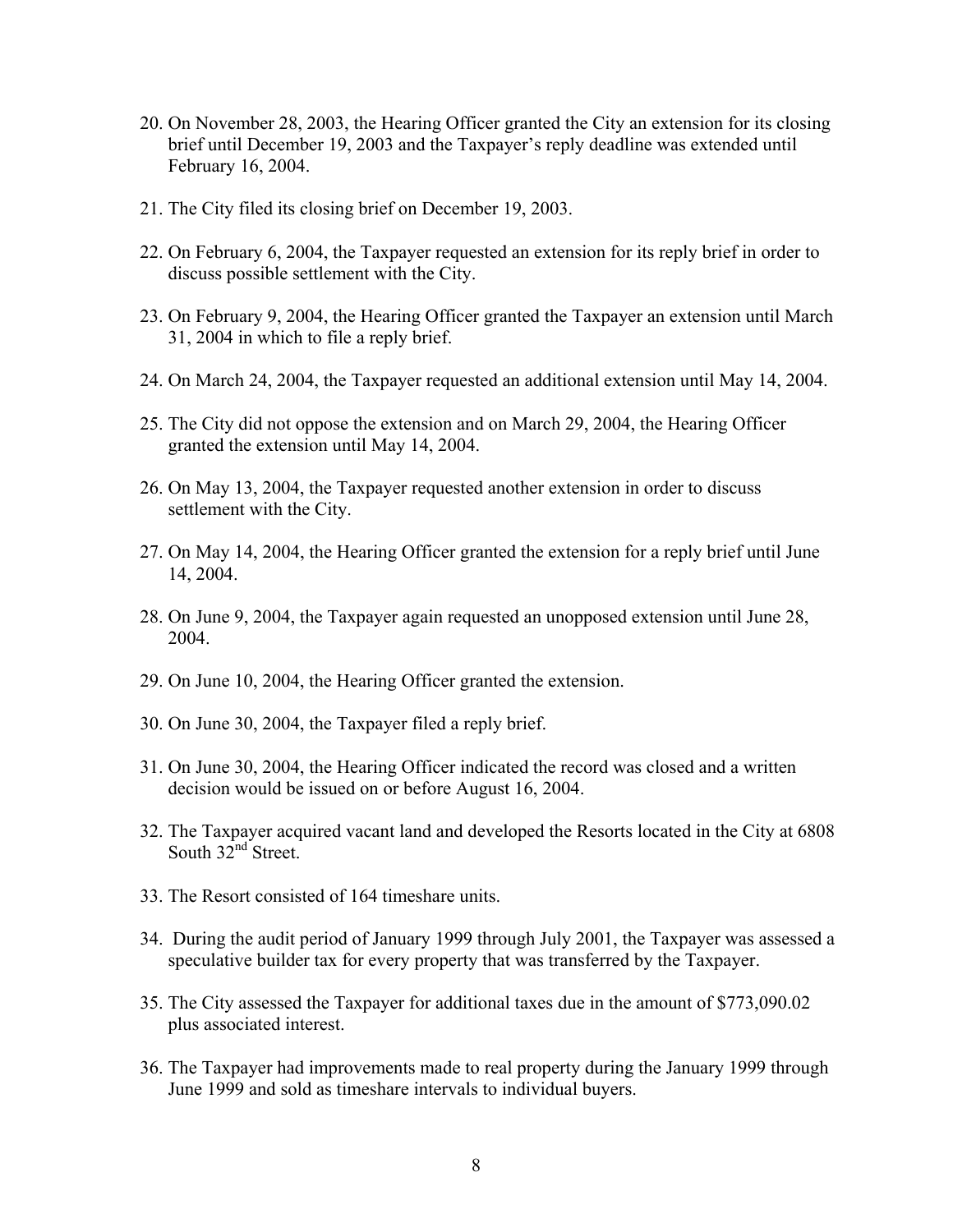20. On November 28, 2003, the Hearing Officer granted the City an extension for its closing brief until December 19, 2003 and the Taxpayer's reply deadline was extended until February 16, 2004.

21. The City filed its closing brief on December 19, 2003.

22. On February 6, 2004, the Taxpayer requested an extension for its reply brief in order to discuss possible settlement with the City.

23. On February 9, 2004, the Hearing Officer granted the Taxpayer an extension until March 31, 2004 in which to file a reply brief.

24. On March 24, 2004, the Taxpayer requested an additional extension until May 14, 2004.

25. The City did not oppose the extension and on March 29, 2004, the Hearing Officer granted the extension until May 14, 2004.

26. On May 13, 2004, the Taxpayer requested another extension in order to discuss settlement with the City.

27. On May 14, 2004, the Hearing Officer granted the extension for a reply brief until June 14, 2004.

28. On June 9, 2004, the Taxpayer again requested an unopposed extension until June 28, 2004.

29. On June 10, 2004, the Hearing Officer granted the extension.

30. On June 30, 2004, the Taxpayer filed a reply brief.

31. On June 30, 2004, the Hearing Officer indicated the record was closed and a written decision would be issued on or before August 16, 2004.

32. The Taxpayer acquired vacant land and developed the Resorts located in the City at 6808 South 32nd Street.

33. The Resort consisted of 164 timeshare units.

34. During the audit period of January 1999 through July 2001, the Taxpayer was assessed a speculative builder tax for every property that was transferred by the Taxpayer.

35. The City assessed the Taxpayer for additional taxes due in the amount of $773,090.02 plus associated interest.

36. The Taxpayer had improvements made to real property during the January 1999 through June 1999 and sold as timeshare intervals to individual buyers.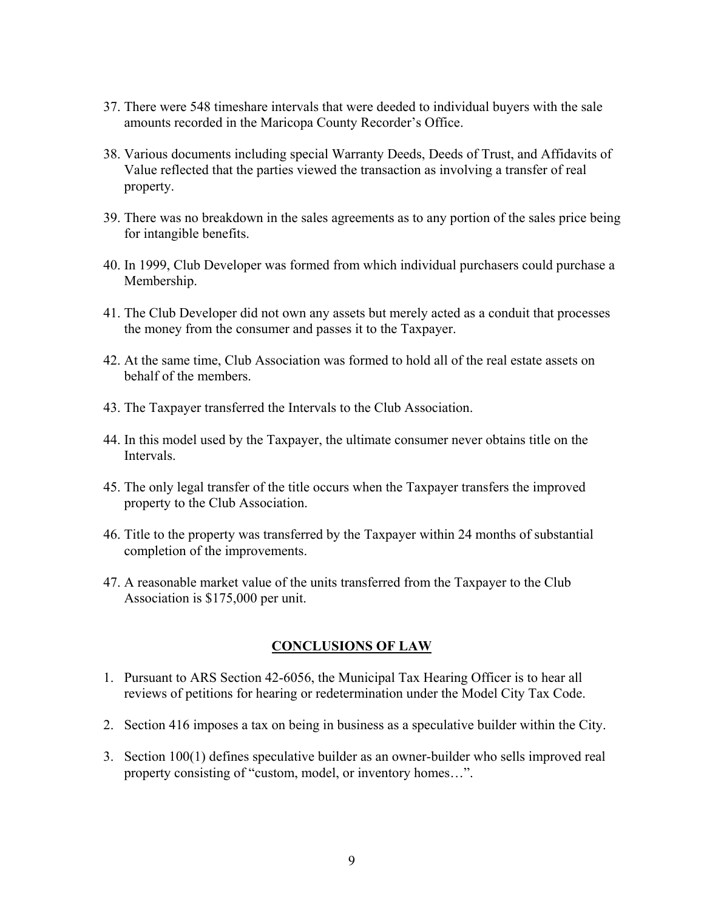37. There were 548 timeshare intervals that were deeded to individual buyers with the sale amounts recorded in the Maricopa County Recorder's Office.

38. Various documents including special Warranty Deeds, Deeds of Trust, and Affidavits of Value reflected that the parties viewed the transaction as involving a transfer of real property.

39. There was no breakdown in the sales agreements as to any portion of the sales price being for intangible benefits.

40. In 1999, Club Developer was formed from which individual purchasers could purchase a Membership.

41. The Club Developer did not own any assets but merely acted as a conduit that processes the money from the consumer and passes it to the Taxpayer.

42. At the same time, Club Association was formed to hold all of the real estate assets on behalf of the members.

43. The Taxpayer transferred the Intervals to the Club Association.

44. In this model used by the Taxpayer, the ultimate consumer never obtains title on the Intervals.

45. The only legal transfer of the title occurs when the Taxpayer transfers the improved property to the Club Association.

46. Title to the property was transferred by the Taxpayer within 24 months of substantial completion of the improvements.

47. A reasonable market value of the units transferred from the Taxpayer to the Club Association is $175,000 per unit.

## CONCLUSIONS OF LAW

1. Pursuant to ARS Section 42-6056, the Municipal Tax Hearing Officer is to hear all reviews of petitions for hearing or redetermination under the Model City Tax Code.

2. Section 416 imposes a tax on being in business as a speculative builder within the City.

3. Section 100(1) defines speculative builder as an owner-builder who sells improved real property consisting of "custom, model, or inventory homes…".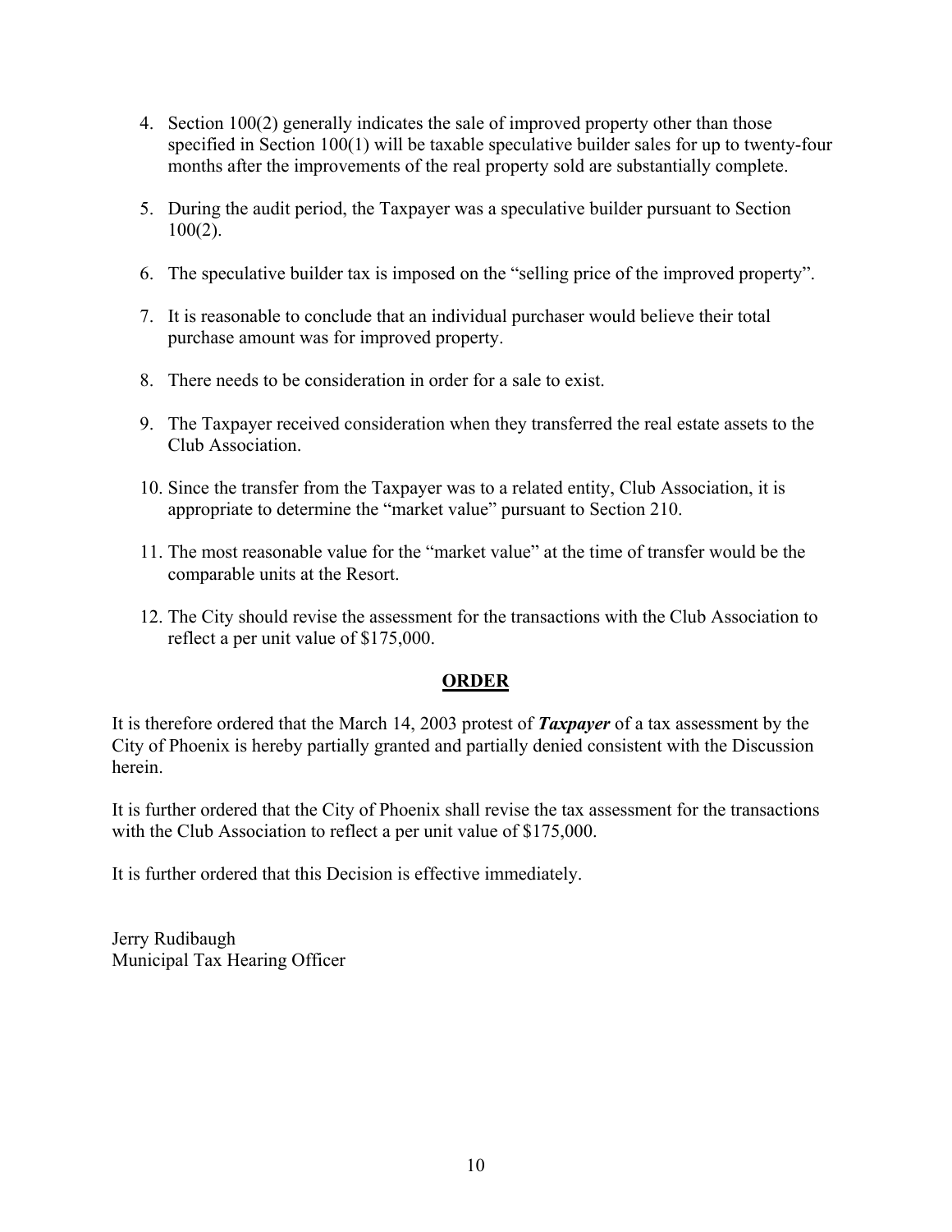4. Section 100(2) generally indicates the sale of improved property other than those specified in Section 100(1) will be taxable speculative builder sales for up to twenty-four months after the improvements of the real property sold are substantially complete.

5. During the audit period, the Taxpayer was a speculative builder pursuant to Section 100(2).

6. The speculative builder tax is imposed on the "selling price of the improved property".

7. It is reasonable to conclude that an individual purchaser would believe their total purchase amount was for improved property.

8. There needs to be consideration in order for a sale to exist.

9. The Taxpayer received consideration when they transferred the real estate assets to the Club Association.

10. Since the transfer from the Taxpayer was to a related entity, Club Association, it is appropriate to determine the "market value" pursuant to Section 210.

11. The most reasonable value for the "market value" at the time of transfer would be the comparable units at the Resort.

12. The City should revise the assessment for the transactions with the Club Association to reflect a per unit value of $175,000.

## ORDER

It is therefore ordered that the March 14, 2003 protest of ***Taxpayer*** of a tax assessment by the City of Phoenix is hereby partially granted and partially denied consistent with the Discussion herein.

It is further ordered that the City of Phoenix shall revise the tax assessment for the transactions with the Club Association to reflect a per unit value of $175,000.

It is further ordered that this Decision is effective immediately.

Jerry Rudibaugh
Municipal Tax Hearing Officer